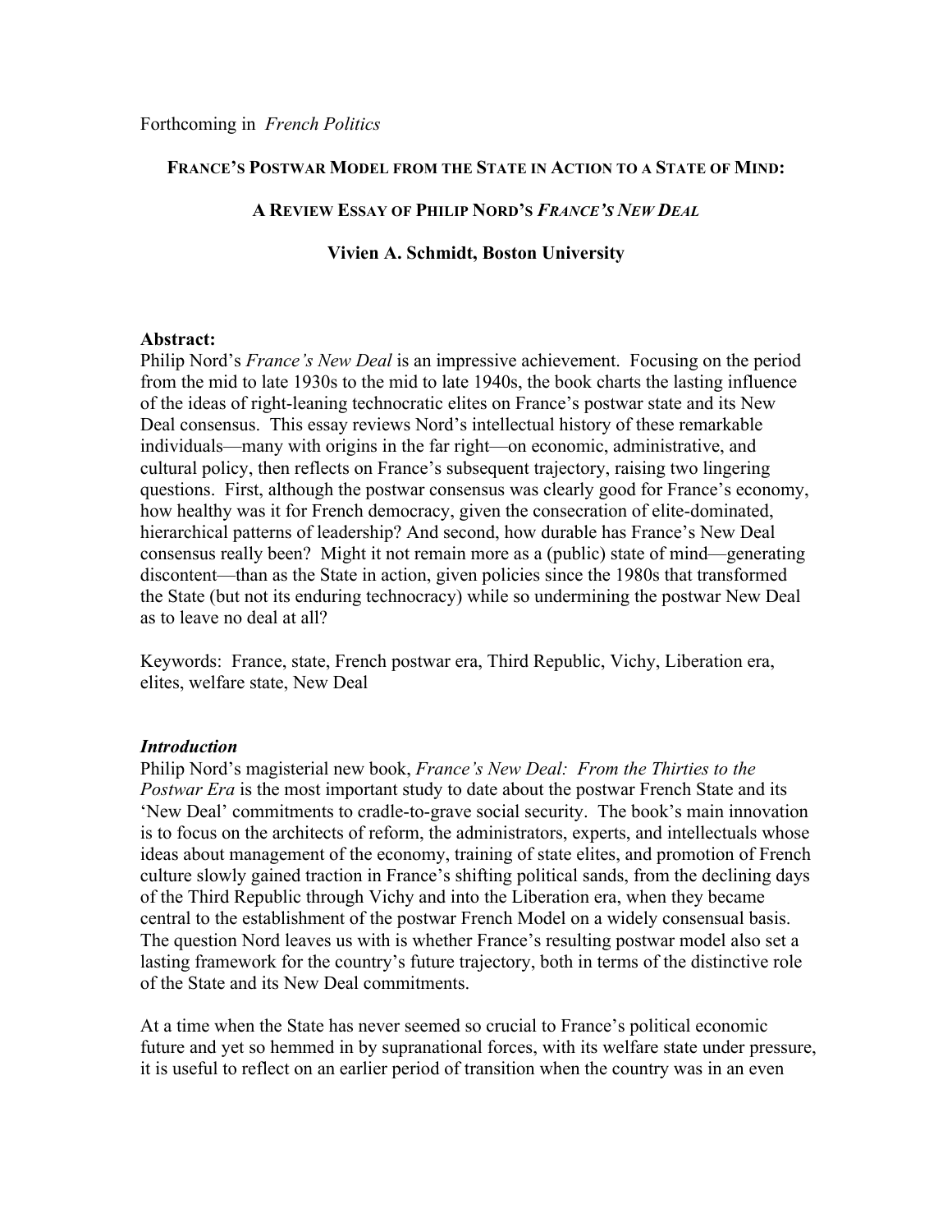Forthcoming in *French Politics*

# FRANCE'S POSTWAR MODEL FROM THE STATE IN ACTION TO A STATE OF MIND:

## A REVIEW ESSAY OF PHILIP NORD'S *FRANCE'S NEW DEAL*

**Vivien A. Schmidt, Boston University**

**Abstract:**
Philip Nord's *France's New Deal* is an impressive achievement. Focusing on the period from the mid to late 1930s to the mid to late 1940s, the book charts the lasting influence of the ideas of right-leaning technocratic elites on France's postwar state and its New Deal consensus. This essay reviews Nord's intellectual history of these remarkable individuals—many with origins in the far right—on economic, administrative, and cultural policy, then reflects on France's subsequent trajectory, raising two lingering questions. First, although the postwar consensus was clearly good for France's economy, how healthy was it for French democracy, given the consecration of elite-dominated, hierarchical patterns of leadership? And second, how durable has France's New Deal consensus really been? Might it not remain more as a (public) state of mind—generating discontent—than as the State in action, given policies since the 1980s that transformed the State (but not its enduring technocracy) while so undermining the postwar New Deal as to leave no deal at all?

Keywords: France, state, French postwar era, Third Republic, Vichy, Liberation era, elites, welfare state, New Deal

### *Introduction*

Philip Nord's magisterial new book, *France's New Deal: From the Thirties to the Postwar Era* is the most important study to date about the postwar French State and its 'New Deal' commitments to cradle-to-grave social security. The book's main innovation is to focus on the architects of reform, the administrators, experts, and intellectuals whose ideas about management of the economy, training of state elites, and promotion of French culture slowly gained traction in France's shifting political sands, from the declining days of the Third Republic through Vichy and into the Liberation era, when they became central to the establishment of the postwar French Model on a widely consensual basis. The question Nord leaves us with is whether France's resulting postwar model also set a lasting framework for the country's future trajectory, both in terms of the distinctive role of the State and its New Deal commitments.

At a time when the State has never seemed so crucial to France's political economic future and yet so hemmed in by supranational forces, with its welfare state under pressure, it is useful to reflect on an earlier period of transition when the country was in an even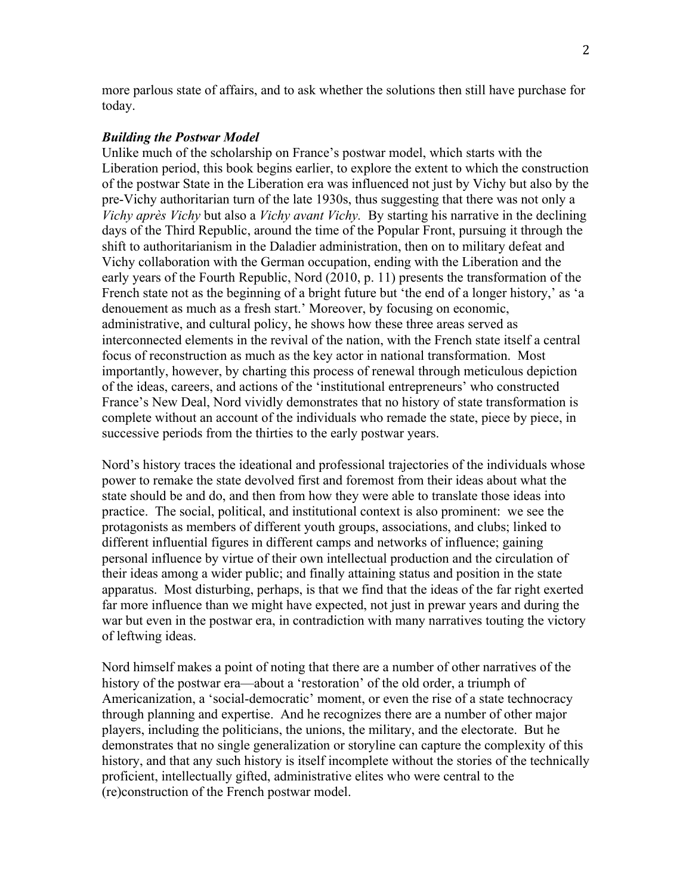more parlous state of affairs, and to ask whether the solutions then still have purchase for today.

### *Building the Postwar Model*

Unlike much of the scholarship on France's postwar model, which starts with the Liberation period, this book begins earlier, to explore the extent to which the construction of the postwar State in the Liberation era was influenced not just by Vichy but also by the pre-Vichy authoritarian turn of the late 1930s, thus suggesting that there was not only a *Vichy après Vichy* but also a *Vichy avant Vichy*. By starting his narrative in the declining days of the Third Republic, around the time of the Popular Front, pursuing it through the shift to authoritarianism in the Daladier administration, then on to military defeat and Vichy collaboration with the German occupation, ending with the Liberation and the early years of the Fourth Republic, Nord (2010, p. 11) presents the transformation of the French state not as the beginning of a bright future but 'the end of a longer history,' as 'a denouement as much as a fresh start.' Moreover, by focusing on economic, administrative, and cultural policy, he shows how these three areas served as interconnected elements in the revival of the nation, with the French state itself a central focus of reconstruction as much as the key actor in national transformation. Most importantly, however, by charting this process of renewal through meticulous depiction of the ideas, careers, and actions of the 'institutional entrepreneurs' who constructed France's New Deal, Nord vividly demonstrates that no history of state transformation is complete without an account of the individuals who remade the state, piece by piece, in successive periods from the thirties to the early postwar years.

Nord's history traces the ideational and professional trajectories of the individuals whose power to remake the state devolved first and foremost from their ideas about what the state should be and do, and then from how they were able to translate those ideas into practice. The social, political, and institutional context is also prominent: we see the protagonists as members of different youth groups, associations, and clubs; linked to different influential figures in different camps and networks of influence; gaining personal influence by virtue of their own intellectual production and the circulation of their ideas among a wider public; and finally attaining status and position in the state apparatus. Most disturbing, perhaps, is that we find that the ideas of the far right exerted far more influence than we might have expected, not just in prewar years and during the war but even in the postwar era, in contradiction with many narratives touting the victory of leftwing ideas.

Nord himself makes a point of noting that there are a number of other narratives of the history of the postwar era—about a 'restoration' of the old order, a triumph of Americanization, a 'social-democratic' moment, or even the rise of a state technocracy through planning and expertise. And he recognizes there are a number of other major players, including the politicians, the unions, the military, and the electorate. But he demonstrates that no single generalization or storyline can capture the complexity of this history, and that any such history is itself incomplete without the stories of the technically proficient, intellectually gifted, administrative elites who were central to the (re)construction of the French postwar model.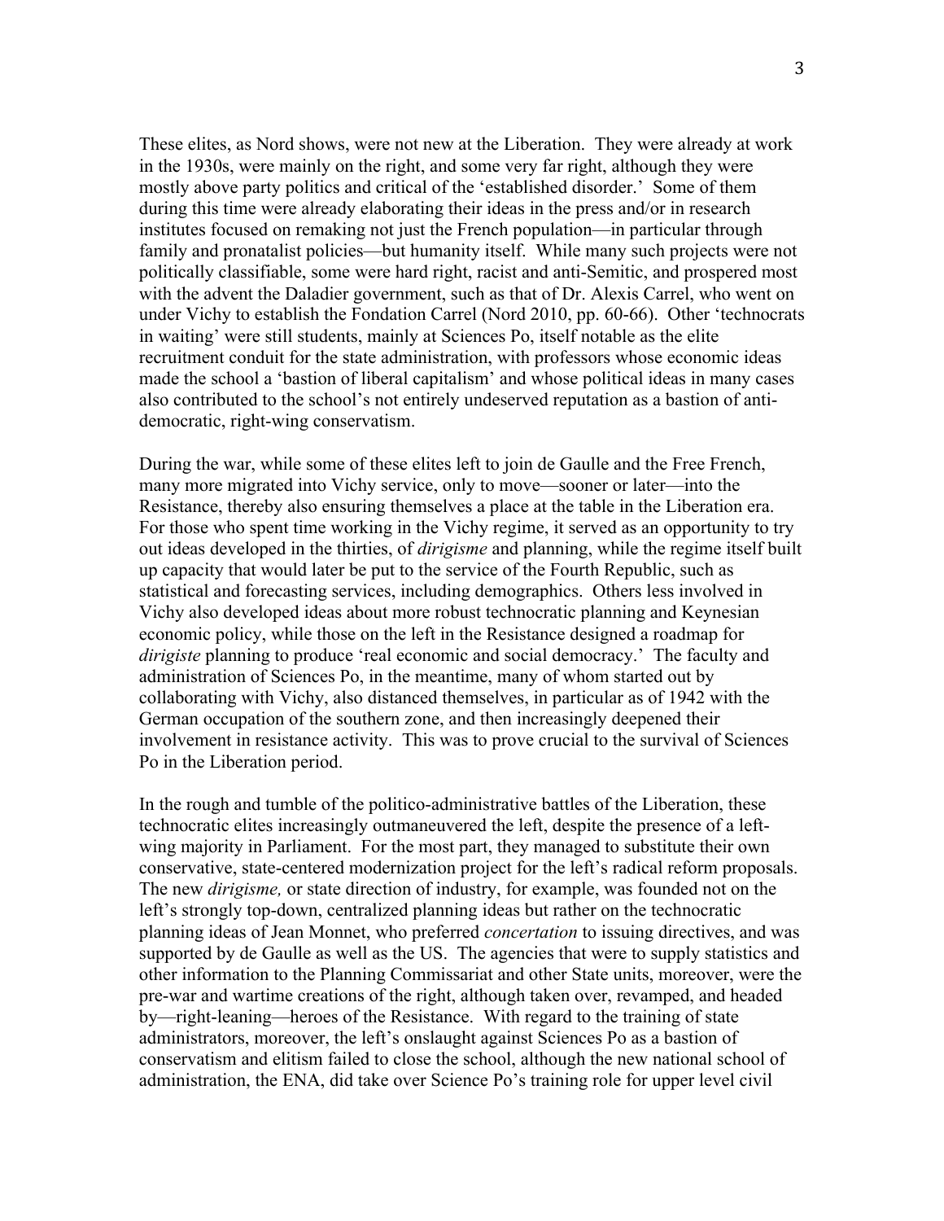These elites, as Nord shows, were not new at the Liberation. They were already at work in the 1930s, were mainly on the right, and some very far right, although they were mostly above party politics and critical of the 'established disorder.' Some of them during this time were already elaborating their ideas in the press and/or in research institutes focused on remaking not just the French population—in particular through family and pronatalist policies—but humanity itself. While many such projects were not politically classifiable, some were hard right, racist and anti-Semitic, and prospered most with the advent the Daladier government, such as that of Dr. Alexis Carrel, who went on under Vichy to establish the Fondation Carrel (Nord 2010, pp. 60-66). Other 'technocrats in waiting' were still students, mainly at Sciences Po, itself notable as the elite recruitment conduit for the state administration, with professors whose economic ideas made the school a 'bastion of liberal capitalism' and whose political ideas in many cases also contributed to the school's not entirely undeserved reputation as a bastion of anti-democratic, right-wing conservatism.

During the war, while some of these elites left to join de Gaulle and the Free French, many more migrated into Vichy service, only to move—sooner or later—into the Resistance, thereby also ensuring themselves a place at the table in the Liberation era. For those who spent time working in the Vichy regime, it served as an opportunity to try out ideas developed in the thirties, of *dirigisme* and planning, while the regime itself built up capacity that would later be put to the service of the Fourth Republic, such as statistical and forecasting services, including demographics. Others less involved in Vichy also developed ideas about more robust technocratic planning and Keynesian economic policy, while those on the left in the Resistance designed a roadmap for *dirigiste* planning to produce 'real economic and social democracy.' The faculty and administration of Sciences Po, in the meantime, many of whom started out by collaborating with Vichy, also distanced themselves, in particular as of 1942 with the German occupation of the southern zone, and then increasingly deepened their involvement in resistance activity. This was to prove crucial to the survival of Sciences Po in the Liberation period.

In the rough and tumble of the politico-administrative battles of the Liberation, these technocratic elites increasingly outmaneuvered the left, despite the presence of a left-wing majority in Parliament. For the most part, they managed to substitute their own conservative, state-centered modernization project for the left's radical reform proposals. The new *dirigisme,* or state direction of industry, for example, was founded not on the left's strongly top-down, centralized planning ideas but rather on the technocratic planning ideas of Jean Monnet, who preferred *concertation* to issuing directives, and was supported by de Gaulle as well as the US. The agencies that were to supply statistics and other information to the Planning Commissariat and other State units, moreover, were the pre-war and wartime creations of the right, although taken over, revamped, and headed by—right-leaning—heroes of the Resistance. With regard to the training of state administrators, moreover, the left's onslaught against Sciences Po as a bastion of conservatism and elitism failed to close the school, although the new national school of administration, the ENA, did take over Science Po's training role for upper level civil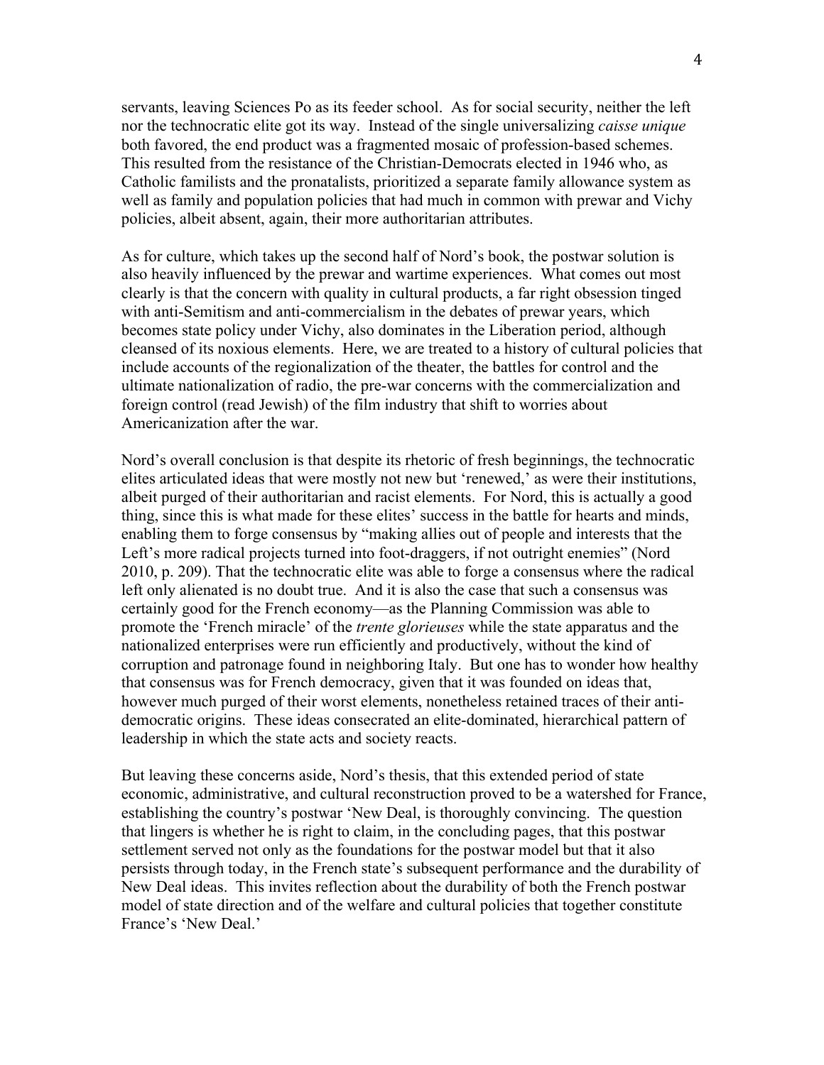servants, leaving Sciences Po as its feeder school. As for social security, neither the left nor the technocratic elite got its way. Instead of the single universalizing *caisse unique* both favored, the end product was a fragmented mosaic of profession-based schemes. This resulted from the resistance of the Christian-Democrats elected in 1946 who, as Catholic familists and the pronatalists, prioritized a separate family allowance system as well as family and population policies that had much in common with prewar and Vichy policies, albeit absent, again, their more authoritarian attributes.

As for culture, which takes up the second half of Nord's book, the postwar solution is also heavily influenced by the prewar and wartime experiences. What comes out most clearly is that the concern with quality in cultural products, a far right obsession tinged with anti-Semitism and anti-commercialism in the debates of prewar years, which becomes state policy under Vichy, also dominates in the Liberation period, although cleansed of its noxious elements. Here, we are treated to a history of cultural policies that include accounts of the regionalization of the theater, the battles for control and the ultimate nationalization of radio, the pre-war concerns with the commercialization and foreign control (read Jewish) of the film industry that shift to worries about Americanization after the war.

Nord's overall conclusion is that despite its rhetoric of fresh beginnings, the technocratic elites articulated ideas that were mostly not new but 'renewed,' as were their institutions, albeit purged of their authoritarian and racist elements. For Nord, this is actually a good thing, since this is what made for these elites' success in the battle for hearts and minds, enabling them to forge consensus by "making allies out of people and interests that the Left's more radical projects turned into foot-draggers, if not outright enemies" (Nord 2010, p. 209). That the technocratic elite was able to forge a consensus where the radical left only alienated is no doubt true. And it is also the case that such a consensus was certainly good for the French economy—as the Planning Commission was able to promote the 'French miracle' of the *trente glorieuses* while the state apparatus and the nationalized enterprises were run efficiently and productively, without the kind of corruption and patronage found in neighboring Italy. But one has to wonder how healthy that consensus was for French democracy, given that it was founded on ideas that, however much purged of their worst elements, nonetheless retained traces of their anti-democratic origins. These ideas consecrated an elite-dominated, hierarchical pattern of leadership in which the state acts and society reacts.

But leaving these concerns aside, Nord's thesis, that this extended period of state economic, administrative, and cultural reconstruction proved to be a watershed for France, establishing the country's postwar 'New Deal, is thoroughly convincing. The question that lingers is whether he is right to claim, in the concluding pages, that this postwar settlement served not only as the foundations for the postwar model but that it also persists through today, in the French state's subsequent performance and the durability of New Deal ideas. This invites reflection about the durability of both the French postwar model of state direction and of the welfare and cultural policies that together constitute France's 'New Deal.'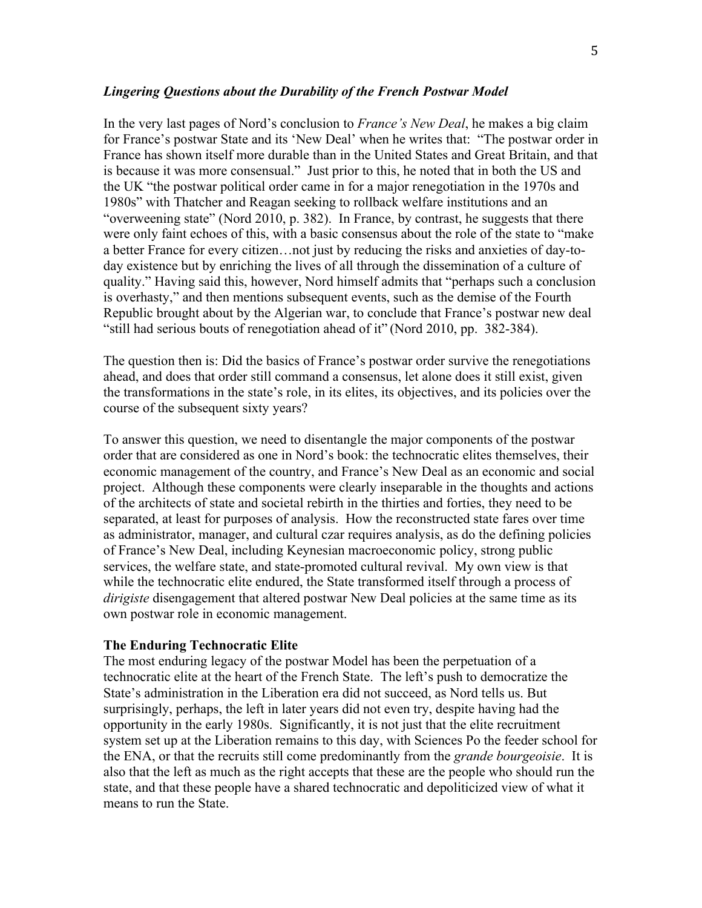### *Lingering Questions about the Durability of the French Postwar Model*

In the very last pages of Nord's conclusion to *France's New Deal*, he makes a big claim for France's postwar State and its 'New Deal' when he writes that: "The postwar order in France has shown itself more durable than in the United States and Great Britain, and that is because it was more consensual." Just prior to this, he noted that in both the US and the UK "the postwar political order came in for a major renegotiation in the 1970s and 1980s" with Thatcher and Reagan seeking to rollback welfare institutions and an "overweening state" (Nord 2010, p. 382). In France, by contrast, he suggests that there were only faint echoes of this, with a basic consensus about the role of the state to "make a better France for every citizen…not just by reducing the risks and anxieties of day-to-day existence but by enriching the lives of all through the dissemination of a culture of quality." Having said this, however, Nord himself admits that "perhaps such a conclusion is overhasty," and then mentions subsequent events, such as the demise of the Fourth Republic brought about by the Algerian war, to conclude that France's postwar new deal "still had serious bouts of renegotiation ahead of it" (Nord 2010, pp. 382-384).

The question then is: Did the basics of France's postwar order survive the renegotiations ahead, and does that order still command a consensus, let alone does it still exist, given the transformations in the state's role, in its elites, its objectives, and its policies over the course of the subsequent sixty years?

To answer this question, we need to disentangle the major components of the postwar order that are considered as one in Nord's book: the technocratic elites themselves, their economic management of the country, and France's New Deal as an economic and social project. Although these components were clearly inseparable in the thoughts and actions of the architects of state and societal rebirth in the thirties and forties, they need to be separated, at least for purposes of analysis. How the reconstructed state fares over time as administrator, manager, and cultural czar requires analysis, as do the defining policies of France's New Deal, including Keynesian macroeconomic policy, strong public services, the welfare state, and state-promoted cultural revival. My own view is that while the technocratic elite endured, the State transformed itself through a process of *dirigiste* disengagement that altered postwar New Deal policies at the same time as its own postwar role in economic management.

### The Enduring Technocratic Elite

The most enduring legacy of the postwar Model has been the perpetuation of a technocratic elite at the heart of the French State. The left's push to democratize the State's administration in the Liberation era did not succeed, as Nord tells us. But surprisingly, perhaps, the left in later years did not even try, despite having had the opportunity in the early 1980s. Significantly, it is not just that the elite recruitment system set up at the Liberation remains to this day, with Sciences Po the feeder school for the ENA, or that the recruits still come predominantly from the *grande bourgeoisie*. It is also that the left as much as the right accepts that these are the people who should run the state, and that these people have a shared technocratic and depoliticized view of what it means to run the State.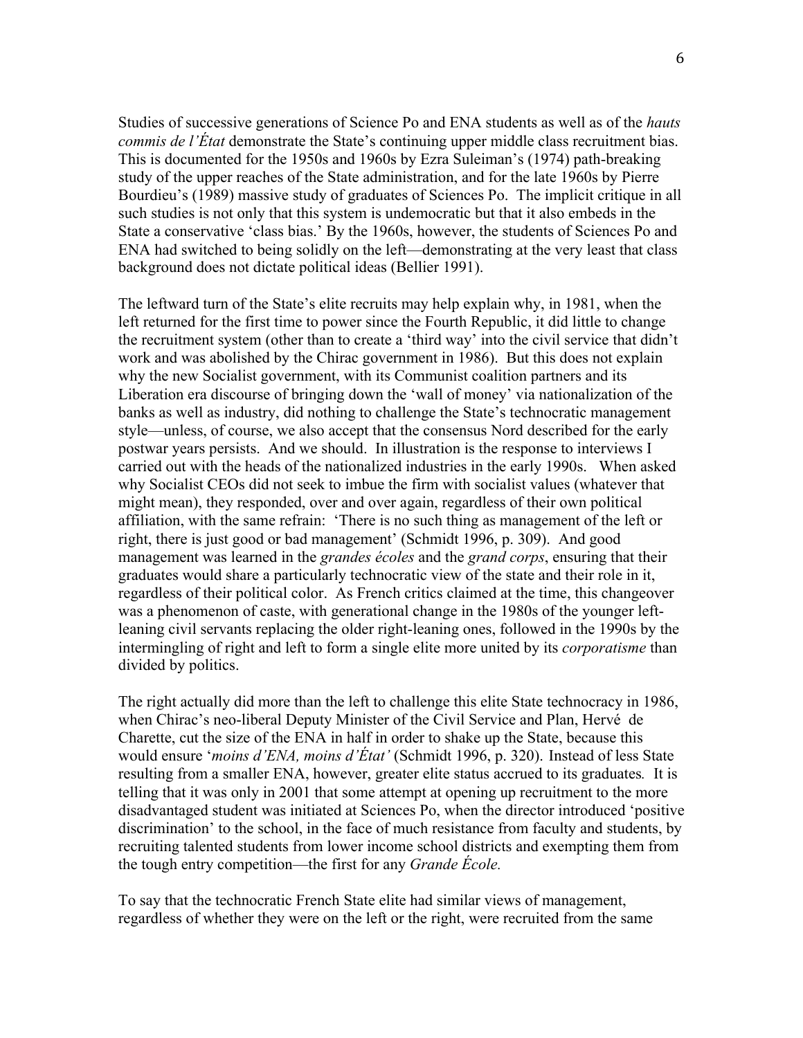Studies of successive generations of Science Po and ENA students as well as of the *hauts commis de l'État* demonstrate the State's continuing upper middle class recruitment bias. This is documented for the 1950s and 1960s by Ezra Suleiman's (1974) path-breaking study of the upper reaches of the State administration, and for the late 1960s by Pierre Bourdieu's (1989) massive study of graduates of Sciences Po. The implicit critique in all such studies is not only that this system is undemocratic but that it also embeds in the State a conservative 'class bias.' By the 1960s, however, the students of Sciences Po and ENA had switched to being solidly on the left—demonstrating at the very least that class background does not dictate political ideas (Bellier 1991).

The leftward turn of the State's elite recruits may help explain why, in 1981, when the left returned for the first time to power since the Fourth Republic, it did little to change the recruitment system (other than to create a 'third way' into the civil service that didn't work and was abolished by the Chirac government in 1986). But this does not explain why the new Socialist government, with its Communist coalition partners and its Liberation era discourse of bringing down the 'wall of money' via nationalization of the banks as well as industry, did nothing to challenge the State's technocratic management style—unless, of course, we also accept that the consensus Nord described for the early postwar years persists. And we should. In illustration is the response to interviews I carried out with the heads of the nationalized industries in the early 1990s. When asked why Socialist CEOs did not seek to imbue the firm with socialist values (whatever that might mean), they responded, over and over again, regardless of their own political affiliation, with the same refrain: 'There is no such thing as management of the left or right, there is just good or bad management' (Schmidt 1996, p. 309). And good management was learned in the *grandes écoles* and the *grand corps*, ensuring that their graduates would share a particularly technocratic view of the state and their role in it, regardless of their political color. As French critics claimed at the time, this changeover was a phenomenon of caste, with generational change in the 1980s of the younger left-leaning civil servants replacing the older right-leaning ones, followed in the 1990s by the intermingling of right and left to form a single elite more united by its *corporatisme* than divided by politics.

The right actually did more than the left to challenge this elite State technocracy in 1986, when Chirac's neo-liberal Deputy Minister of the Civil Service and Plan, Hervé de Charette, cut the size of the ENA in half in order to shake up the State, because this would ensure '*moins d'ENA, moins d'État'* (Schmidt 1996, p. 320). Instead of less State resulting from a smaller ENA, however, greater elite status accrued to its graduates. It is telling that it was only in 2001 that some attempt at opening up recruitment to the more disadvantaged student was initiated at Sciences Po, when the director introduced 'positive discrimination' to the school, in the face of much resistance from faculty and students, by recruiting talented students from lower income school districts and exempting them from the tough entry competition—the first for any *Grande École.*

To say that the technocratic French State elite had similar views of management, regardless of whether they were on the left or the right, were recruited from the same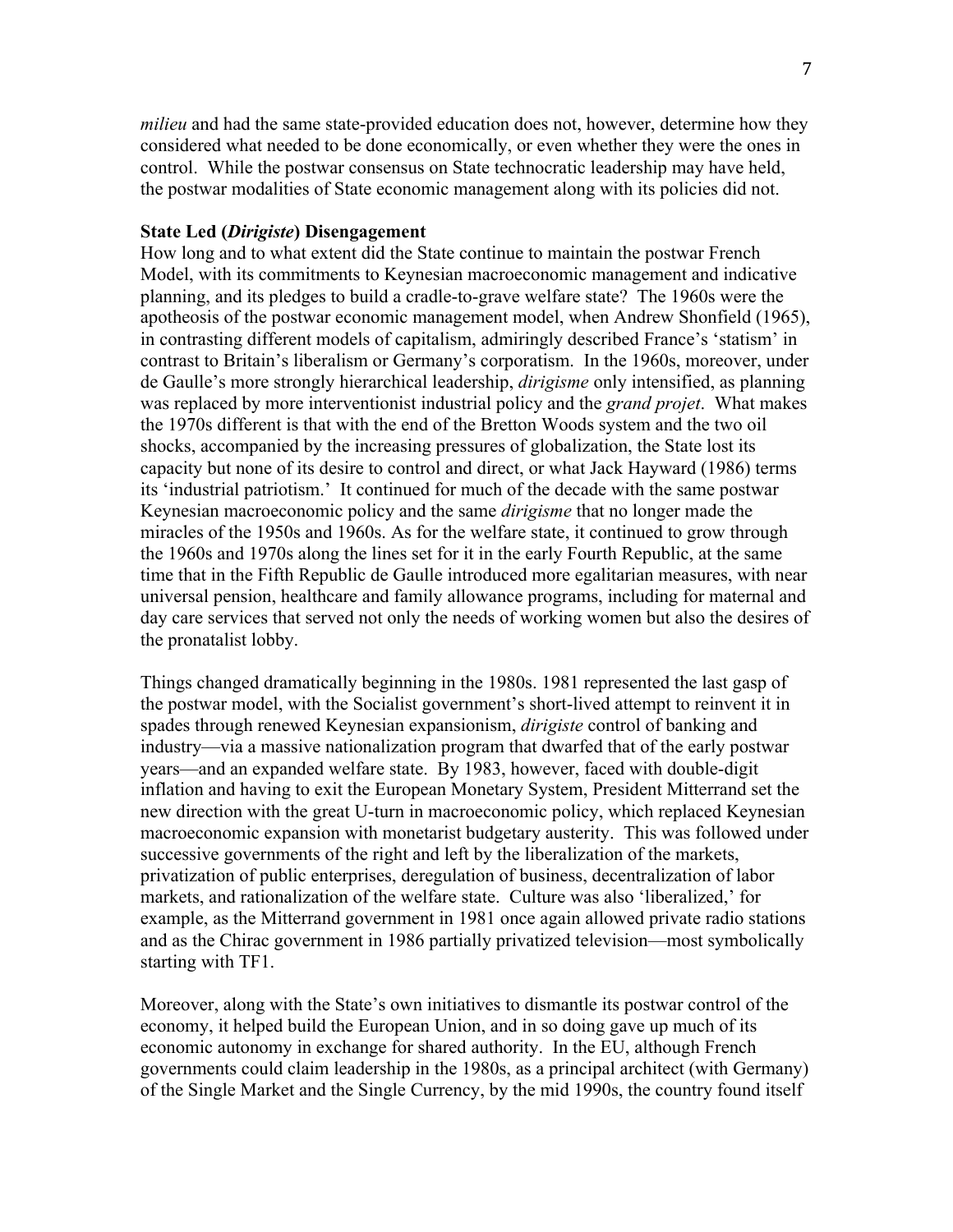*milieu* and had the same state-provided education does not, however, determine how they considered what needed to be done economically, or even whether they were the ones in control. While the postwar consensus on State technocratic leadership may have held, the postwar modalities of State economic management along with its policies did not.

### State Led (*Dirigiste*) Disengagement

How long and to what extent did the State continue to maintain the postwar French Model, with its commitments to Keynesian macroeconomic management and indicative planning, and its pledges to build a cradle-to-grave welfare state? The 1960s were the apotheosis of the postwar economic management model, when Andrew Shonfield (1965), in contrasting different models of capitalism, admiringly described France's 'statism' in contrast to Britain's liberalism or Germany's corporatism. In the 1960s, moreover, under de Gaulle's more strongly hierarchical leadership, *dirigisme* only intensified, as planning was replaced by more interventionist industrial policy and the *grand projet*. What makes the 1970s different is that with the end of the Bretton Woods system and the two oil shocks, accompanied by the increasing pressures of globalization, the State lost its capacity but none of its desire to control and direct, or what Jack Hayward (1986) terms its 'industrial patriotism.' It continued for much of the decade with the same postwar Keynesian macroeconomic policy and the same *dirigisme* that no longer made the miracles of the 1950s and 1960s. As for the welfare state, it continued to grow through the 1960s and 1970s along the lines set for it in the early Fourth Republic, at the same time that in the Fifth Republic de Gaulle introduced more egalitarian measures, with near universal pension, healthcare and family allowance programs, including for maternal and day care services that served not only the needs of working women but also the desires of the pronatalist lobby.

Things changed dramatically beginning in the 1980s. 1981 represented the last gasp of the postwar model, with the Socialist government's short-lived attempt to reinvent it in spades through renewed Keynesian expansionism, *dirigiste* control of banking and industry—via a massive nationalization program that dwarfed that of the early postwar years—and an expanded welfare state. By 1983, however, faced with double-digit inflation and having to exit the European Monetary System, President Mitterrand set the new direction with the great U-turn in macroeconomic policy, which replaced Keynesian macroeconomic expansion with monetarist budgetary austerity. This was followed under successive governments of the right and left by the liberalization of the markets, privatization of public enterprises, deregulation of business, decentralization of labor markets, and rationalization of the welfare state. Culture was also 'liberalized,' for example, as the Mitterrand government in 1981 once again allowed private radio stations and as the Chirac government in 1986 partially privatized television—most symbolically starting with TF1.

Moreover, along with the State's own initiatives to dismantle its postwar control of the economy, it helped build the European Union, and in so doing gave up much of its economic autonomy in exchange for shared authority. In the EU, although French governments could claim leadership in the 1980s, as a principal architect (with Germany) of the Single Market and the Single Currency, by the mid 1990s, the country found itself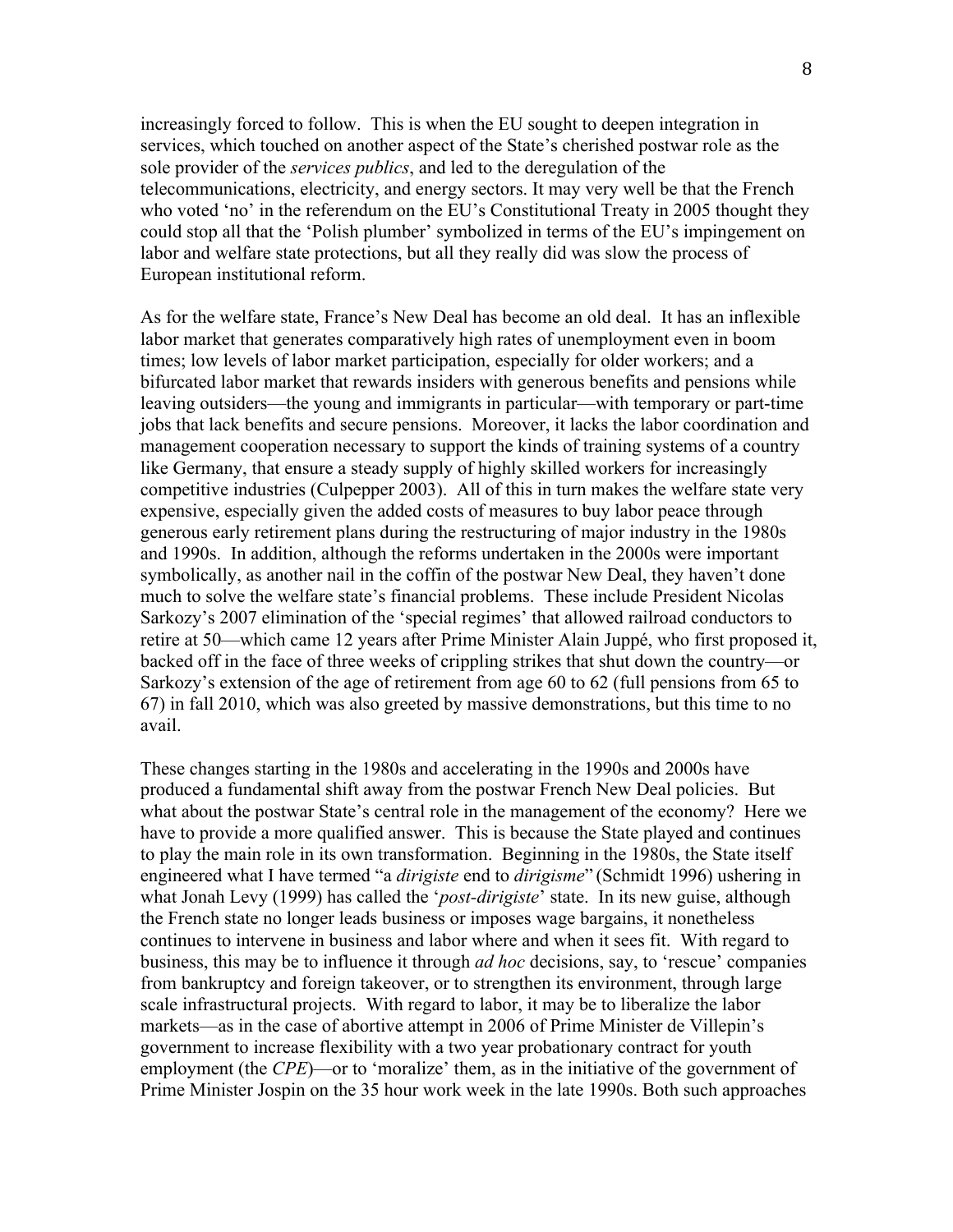increasingly forced to follow. This is when the EU sought to deepen integration in services, which touched on another aspect of the State's cherished postwar role as the sole provider of the *services publics*, and led to the deregulation of the telecommunications, electricity, and energy sectors. It may very well be that the French who voted 'no' in the referendum on the EU's Constitutional Treaty in 2005 thought they could stop all that the 'Polish plumber' symbolized in terms of the EU's impingement on labor and welfare state protections, but all they really did was slow the process of European institutional reform.

As for the welfare state, France's New Deal has become an old deal. It has an inflexible labor market that generates comparatively high rates of unemployment even in boom times; low levels of labor market participation, especially for older workers; and a bifurcated labor market that rewards insiders with generous benefits and pensions while leaving outsiders—the young and immigrants in particular—with temporary or part-time jobs that lack benefits and secure pensions. Moreover, it lacks the labor coordination and management cooperation necessary to support the kinds of training systems of a country like Germany, that ensure a steady supply of highly skilled workers for increasingly competitive industries (Culpepper 2003). All of this in turn makes the welfare state very expensive, especially given the added costs of measures to buy labor peace through generous early retirement plans during the restructuring of major industry in the 1980s and 1990s. In addition, although the reforms undertaken in the 2000s were important symbolically, as another nail in the coffin of the postwar New Deal, they haven't done much to solve the welfare state's financial problems. These include President Nicolas Sarkozy's 2007 elimination of the 'special regimes' that allowed railroad conductors to retire at 50—which came 12 years after Prime Minister Alain Juppé, who first proposed it, backed off in the face of three weeks of crippling strikes that shut down the country—or Sarkozy's extension of the age of retirement from age 60 to 62 (full pensions from 65 to 67) in fall 2010, which was also greeted by massive demonstrations, but this time to no avail.

These changes starting in the 1980s and accelerating in the 1990s and 2000s have produced a fundamental shift away from the postwar French New Deal policies. But what about the postwar State's central role in the management of the economy? Here we have to provide a more qualified answer. This is because the State played and continues to play the main role in its own transformation. Beginning in the 1980s, the State itself engineered what I have termed "a *dirigiste* end to *dirigisme*" (Schmidt 1996) ushering in what Jonah Levy (1999) has called the '*post-dirigiste*' state. In its new guise, although the French state no longer leads business or imposes wage bargains, it nonetheless continues to intervene in business and labor where and when it sees fit. With regard to business, this may be to influence it through *ad hoc* decisions, say, to 'rescue' companies from bankruptcy and foreign takeover, or to strengthen its environment, through large scale infrastructural projects. With regard to labor, it may be to liberalize the labor markets—as in the case of abortive attempt in 2006 of Prime Minister de Villepin's government to increase flexibility with a two year probationary contract for youth employment (the *CPE*)—or to 'moralize' them, as in the initiative of the government of Prime Minister Jospin on the 35 hour work week in the late 1990s. Both such approaches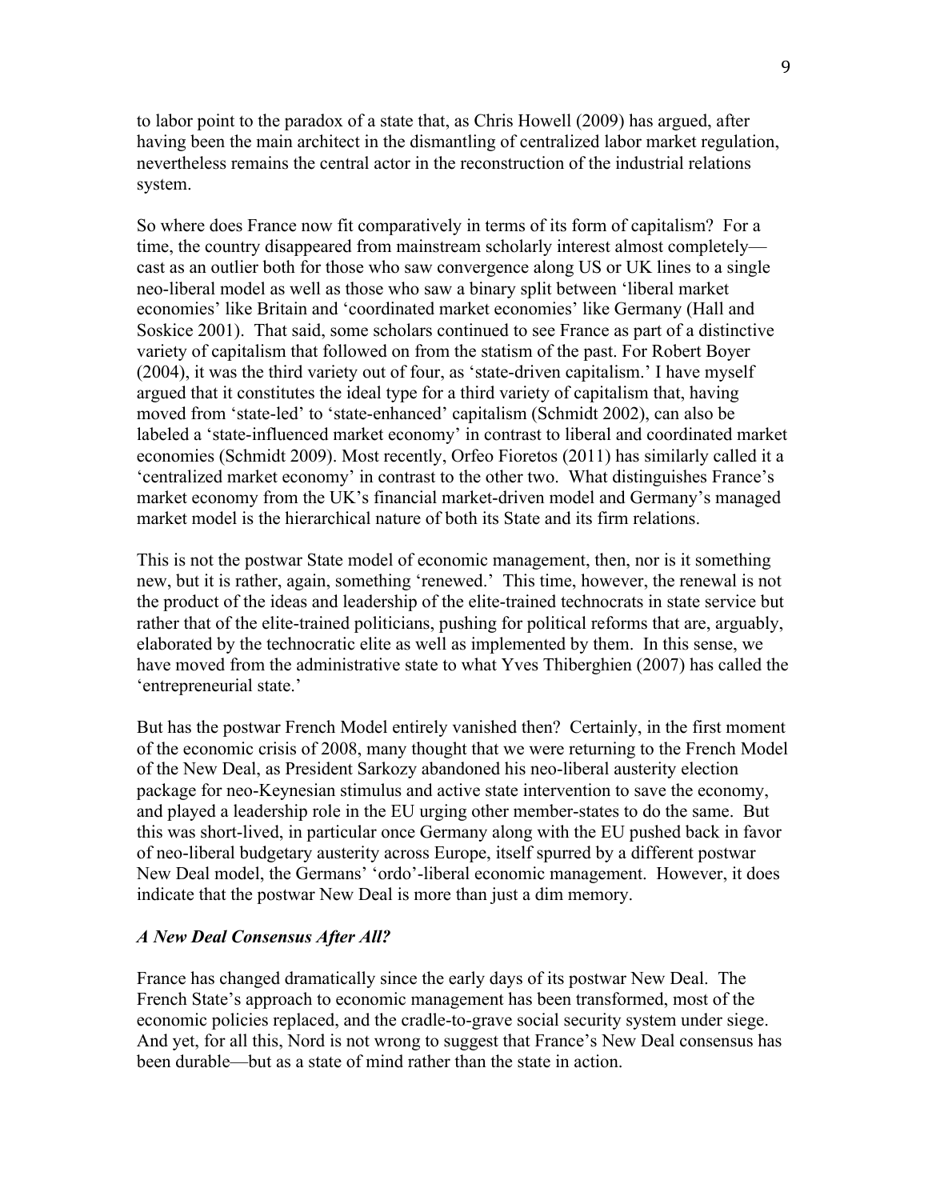to labor point to the paradox of a state that, as Chris Howell (2009) has argued, after having been the main architect in the dismantling of centralized labor market regulation, nevertheless remains the central actor in the reconstruction of the industrial relations system.

So where does France now fit comparatively in terms of its form of capitalism? For a time, the country disappeared from mainstream scholarly interest almost completely—cast as an outlier both for those who saw convergence along US or UK lines to a single neo-liberal model as well as those who saw a binary split between 'liberal market economies' like Britain and 'coordinated market economies' like Germany (Hall and Soskice 2001). That said, some scholars continued to see France as part of a distinctive variety of capitalism that followed on from the statism of the past. For Robert Boyer (2004), it was the third variety out of four, as 'state-driven capitalism.' I have myself argued that it constitutes the ideal type for a third variety of capitalism that, having moved from 'state-led' to 'state-enhanced' capitalism (Schmidt 2002), can also be labeled a 'state-influenced market economy' in contrast to liberal and coordinated market economies (Schmidt 2009). Most recently, Orfeo Fioretos (2011) has similarly called it a 'centralized market economy' in contrast to the other two. What distinguishes France's market economy from the UK's financial market-driven model and Germany's managed market model is the hierarchical nature of both its State and its firm relations.

This is not the postwar State model of economic management, then, nor is it something new, but it is rather, again, something 'renewed.' This time, however, the renewal is not the product of the ideas and leadership of the elite-trained technocrats in state service but rather that of the elite-trained politicians, pushing for political reforms that are, arguably, elaborated by the technocratic elite as well as implemented by them. In this sense, we have moved from the administrative state to what Yves Thiberghien (2007) has called the 'entrepreneurial state.'

But has the postwar French Model entirely vanished then? Certainly, in the first moment of the economic crisis of 2008, many thought that we were returning to the French Model of the New Deal, as President Sarkozy abandoned his neo-liberal austerity election package for neo-Keynesian stimulus and active state intervention to save the economy, and played a leadership role in the EU urging other member-states to do the same. But this was short-lived, in particular once Germany along with the EU pushed back in favor of neo-liberal budgetary austerity across Europe, itself spurred by a different postwar New Deal model, the Germans' 'ordo'-liberal economic management. However, it does indicate that the postwar New Deal is more than just a dim memory.

### *A New Deal Consensus After All?*

France has changed dramatically since the early days of its postwar New Deal. The French State's approach to economic management has been transformed, most of the economic policies replaced, and the cradle-to-grave social security system under siege. And yet, for all this, Nord is not wrong to suggest that France's New Deal consensus has been durable—but as a state of mind rather than the state in action.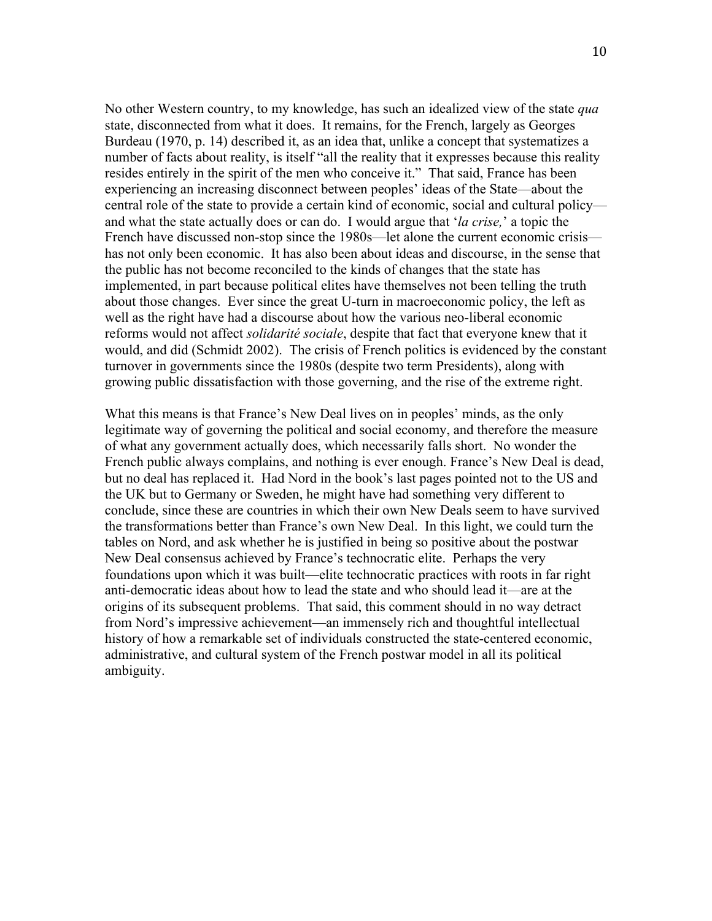No other Western country, to my knowledge, has such an idealized view of the state *qua* state, disconnected from what it does. It remains, for the French, largely as Georges Burdeau (1970, p. 14) described it, as an idea that, unlike a concept that systematizes a number of facts about reality, is itself "all the reality that it expresses because this reality resides entirely in the spirit of the men who conceive it." That said, France has been experiencing an increasing disconnect between peoples' ideas of the State—about the central role of the state to provide a certain kind of economic, social and cultural policy—and what the state actually does or can do. I would argue that '*la crise,*' a topic the French have discussed non-stop since the 1980s—let alone the current economic crisis—has not only been economic. It has also been about ideas and discourse, in the sense that the public has not become reconciled to the kinds of changes that the state has implemented, in part because political elites have themselves not been telling the truth about those changes. Ever since the great U-turn in macroeconomic policy, the left as well as the right have had a discourse about how the various neo-liberal economic reforms would not affect *solidarité sociale*, despite that fact that everyone knew that it would, and did (Schmidt 2002). The crisis of French politics is evidenced by the constant turnover in governments since the 1980s (despite two term Presidents), along with growing public dissatisfaction with those governing, and the rise of the extreme right.

What this means is that France's New Deal lives on in peoples' minds, as the only legitimate way of governing the political and social economy, and therefore the measure of what any government actually does, which necessarily falls short. No wonder the French public always complains, and nothing is ever enough. France's New Deal is dead, but no deal has replaced it. Had Nord in the book's last pages pointed not to the US and the UK but to Germany or Sweden, he might have had something very different to conclude, since these are countries in which their own New Deals seem to have survived the transformations better than France's own New Deal. In this light, we could turn the tables on Nord, and ask whether he is justified in being so positive about the postwar New Deal consensus achieved by France's technocratic elite. Perhaps the very foundations upon which it was built—elite technocratic practices with roots in far right anti-democratic ideas about how to lead the state and who should lead it—are at the origins of its subsequent problems. That said, this comment should in no way detract from Nord's impressive achievement—an immensely rich and thoughtful intellectual history of how a remarkable set of individuals constructed the state-centered economic, administrative, and cultural system of the French postwar model in all its political ambiguity.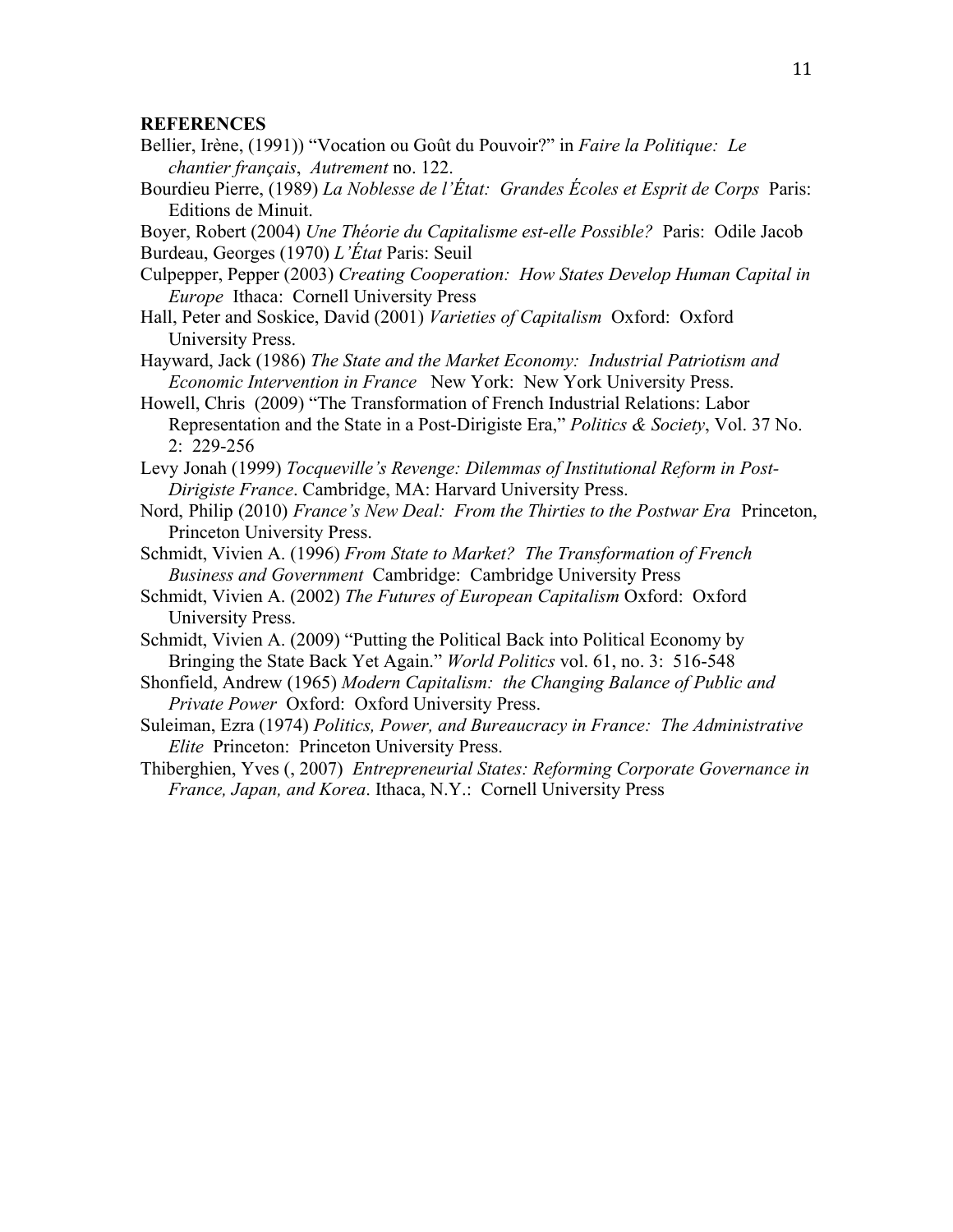**REFERENCES**

Bellier, Irène, (1991)) "Vocation ou Goût du Pouvoir?" in *Faire la Politique: Le chantier français*, *Autrement* no. 122.

Bourdieu Pierre, (1989) *La Noblesse de l'État: Grandes Écoles et Esprit de Corps* Paris: Editions de Minuit.

Boyer, Robert (2004) *Une Théorie du Capitalisme est-elle Possible?* Paris: Odile Jacob

Burdeau, Georges (1970) *L'État* Paris: Seuil

Culpepper, Pepper (2003) *Creating Cooperation: How States Develop Human Capital in Europe* Ithaca: Cornell University Press

Hall, Peter and Soskice, David (2001) *Varieties of Capitalism* Oxford: Oxford University Press.

Hayward, Jack (1986) *The State and the Market Economy: Industrial Patriotism and Economic Intervention in France* New York: New York University Press.

Howell, Chris (2009) "The Transformation of French Industrial Relations: Labor Representation and the State in a Post-Dirigiste Era," *Politics & Society*, Vol. 37 No. 2: 229-256

Levy Jonah (1999) *Tocqueville's Revenge: Dilemmas of Institutional Reform in Post-Dirigiste France*. Cambridge, MA: Harvard University Press.

Nord, Philip (2010) *France's New Deal: From the Thirties to the Postwar Era* Princeton, Princeton University Press.

Schmidt, Vivien A. (1996) *From State to Market? The Transformation of French Business and Government* Cambridge: Cambridge University Press

Schmidt, Vivien A. (2002) *The Futures of European Capitalism* Oxford: Oxford University Press.

Schmidt, Vivien A. (2009) "Putting the Political Back into Political Economy by Bringing the State Back Yet Again." *World Politics* vol. 61, no. 3: 516-548

Shonfield, Andrew (1965) *Modern Capitalism: the Changing Balance of Public and Private Power* Oxford: Oxford University Press.

Suleiman, Ezra (1974) *Politics, Power, and Bureaucracy in France: The Administrative Elite* Princeton: Princeton University Press.

Thiberghien, Yves (, 2007) *Entrepreneurial States: Reforming Corporate Governance in France, Japan, and Korea*. Ithaca, N.Y.: Cornell University Press